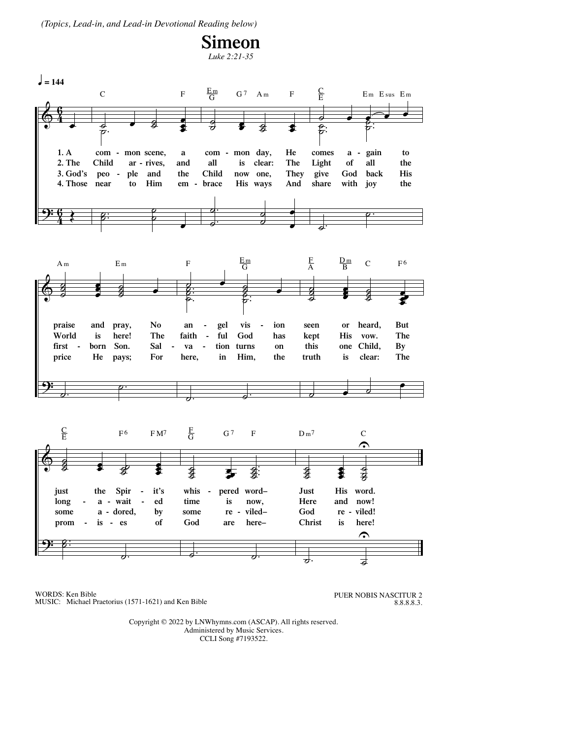*(Topics, Lead-in, and Lead-in Devotional Reading below)*

# Simeon

*Luke 2:21-35*

♩ = 144

1. A common scene, a common day, He comes again to praise and pray, No angel vision seen or heard, But just the Spirit's whispered word– Just His word.
2. The Child arrives, and all is clear: The Light of all the World is here! The faithful God has kept His vow. The long-awaited time is now, Here and now!
3. God's people and the Child now one, They give God back His first-born Son. Salvation turns on this one Child, By some adored, by some reviled– God reviled!
4. Those near to Him embrace His ways And share with joy the price He pays; For here, in Him, the truth is clear: The promises of God are here– Christ is here!

WORDS: Ken Bible
MUSIC: Michael Praetorius (1571-1621) and Ken Bible

PUER NOBIS NASCITUR 2
8.8.8.8.3.

Copyright © 2022 by LNWhymns.com (ASCAP). All rights reserved.
Administered by Music Services.
CCLI Song #7193522.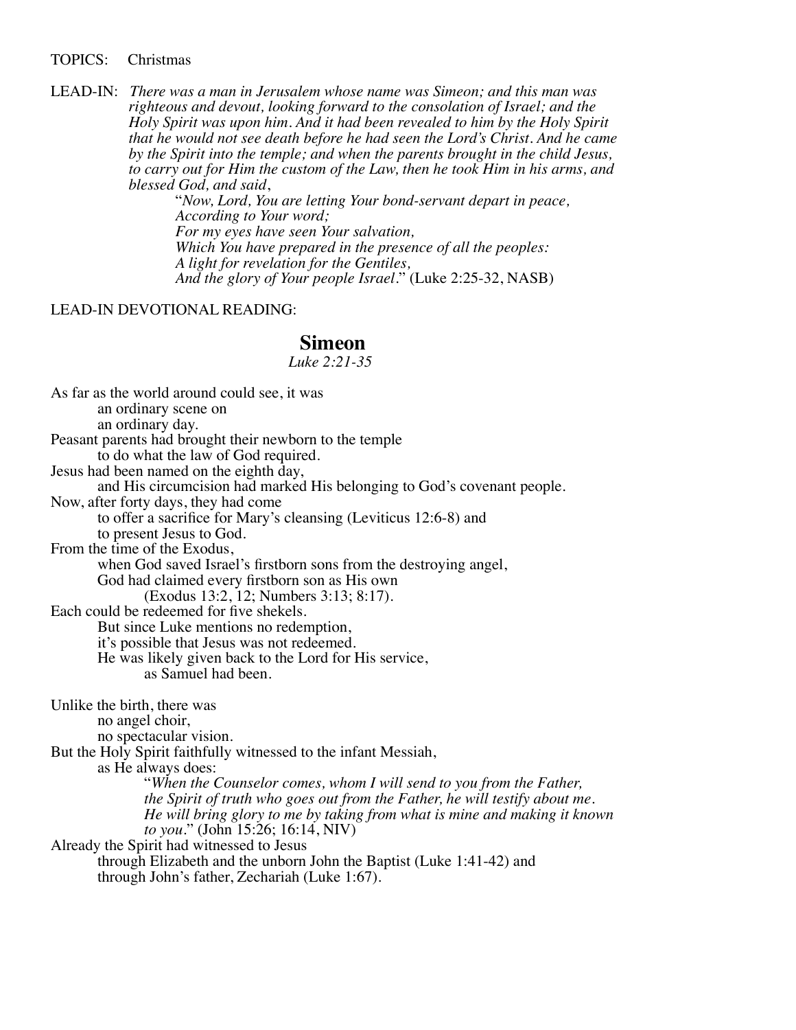TOPICS: Christmas

LEAD-IN: *There was a man in Jerusalem whose name was Simeon; and this man was righteous and devout, looking forward to the consolation of Israel; and the Holy Spirit was upon him. And it had been revealed to him by the Holy Spirit that he would not see death before he had seen the Lord's Christ. And he came by the Spirit into the temple; and when the parents brought in the child Jesus, to carry out for Him the custom of the Law, then he took Him in his arms, and blessed God, and said,*

> "*Now, Lord, You are letting Your bond-servant depart in peace,*
> *According to Your word;*
> *For my eyes have seen Your salvation,*
> *Which You have prepared in the presence of all the peoples:*
> *A light for revelation for the Gentiles,*
> *And the glory of Your people Israel*." (Luke 2:25-32, NASB)

LEAD-IN DEVOTIONAL READING:

## Simeon

*Luke 2:21-35*

As far as the world around could see, it was
an ordinary scene on
an ordinary day.
Peasant parents had brought their newborn to the temple
to do what the law of God required.
Jesus had been named on the eighth day,
and His circumcision had marked His belonging to God's covenant people.
Now, after forty days, they had come
to offer a sacrifice for Mary's cleansing (Leviticus 12:6-8) and
to present Jesus to God.
From the time of the Exodus,
when God saved Israel's firstborn sons from the destroying angel,
God had claimed every firstborn son as His own
(Exodus 13:2, 12; Numbers 3:13; 8:17).
Each could be redeemed for five shekels.
But since Luke mentions no redemption,
it's possible that Jesus was not redeemed.
He was likely given back to the Lord for His service,
as Samuel had been.

Unlike the birth, there was
no angel choir,
no spectacular vision.
But the Holy Spirit faithfully witnessed to the infant Messiah,
as He always does:

> "*When the Counselor comes, whom I will send to you from the Father, the Spirit of truth who goes out from the Father, he will testify about me. He will bring glory to me by taking from what is mine and making it known to you*." (John 15:26; 16:14, NIV)

Already the Spirit had witnessed to Jesus
through Elizabeth and the unborn John the Baptist (Luke 1:41-42) and
through John's father, Zechariah (Luke 1:67).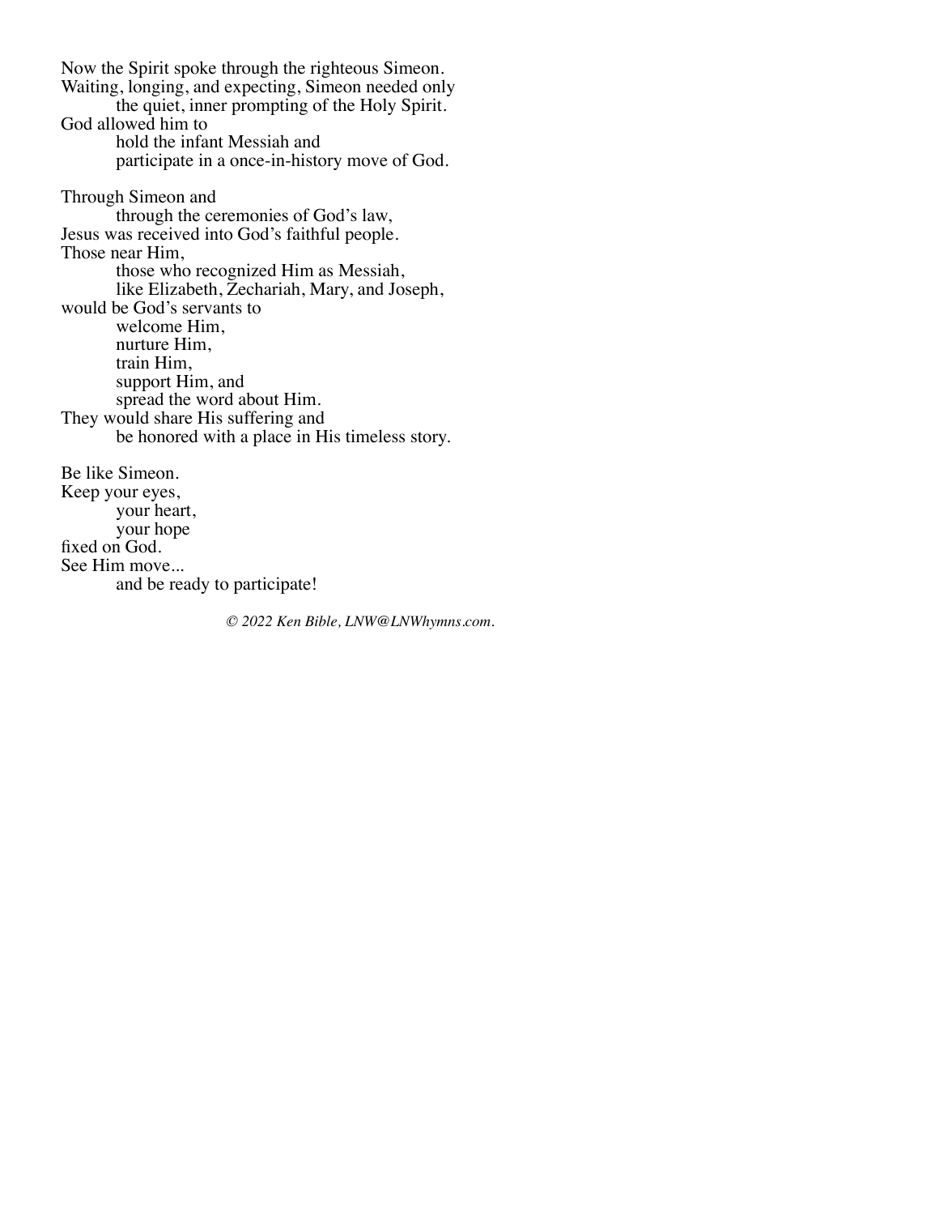Now the Spirit spoke through the righteous Simeon.
Waiting, longing, and expecting, Simeon needed only
&nbsp;&nbsp;&nbsp;&nbsp;&nbsp;&nbsp;&nbsp;&nbsp;the quiet, inner prompting of the Holy Spirit.
God allowed him to
&nbsp;&nbsp;&nbsp;&nbsp;&nbsp;&nbsp;&nbsp;&nbsp;hold the infant Messiah and
&nbsp;&nbsp;&nbsp;&nbsp;&nbsp;&nbsp;&nbsp;&nbsp;participate in a once-in-history move of God.

Through Simeon and
&nbsp;&nbsp;&nbsp;&nbsp;&nbsp;&nbsp;&nbsp;&nbsp;through the ceremonies of God's law,
Jesus was received into God's faithful people.
Those near Him,
&nbsp;&nbsp;&nbsp;&nbsp;&nbsp;&nbsp;&nbsp;&nbsp;those who recognized Him as Messiah,
&nbsp;&nbsp;&nbsp;&nbsp;&nbsp;&nbsp;&nbsp;&nbsp;like Elizabeth, Zechariah, Mary, and Joseph,
would be God's servants to
&nbsp;&nbsp;&nbsp;&nbsp;&nbsp;&nbsp;&nbsp;&nbsp;welcome Him,
&nbsp;&nbsp;&nbsp;&nbsp;&nbsp;&nbsp;&nbsp;&nbsp;nurture Him,
&nbsp;&nbsp;&nbsp;&nbsp;&nbsp;&nbsp;&nbsp;&nbsp;train Him,
&nbsp;&nbsp;&nbsp;&nbsp;&nbsp;&nbsp;&nbsp;&nbsp;support Him, and
&nbsp;&nbsp;&nbsp;&nbsp;&nbsp;&nbsp;&nbsp;&nbsp;spread the word about Him.
They would share His suffering and
&nbsp;&nbsp;&nbsp;&nbsp;&nbsp;&nbsp;&nbsp;&nbsp;be honored with a place in His timeless story.

Be like Simeon.
Keep your eyes,
&nbsp;&nbsp;&nbsp;&nbsp;&nbsp;&nbsp;&nbsp;&nbsp;your heart,
&nbsp;&nbsp;&nbsp;&nbsp;&nbsp;&nbsp;&nbsp;&nbsp;your hope
fixed on God.
See Him move...
&nbsp;&nbsp;&nbsp;&nbsp;&nbsp;&nbsp;&nbsp;&nbsp;and be ready to participate!

*© 2022 Ken Bible, LNW@LNWhymns.com.*